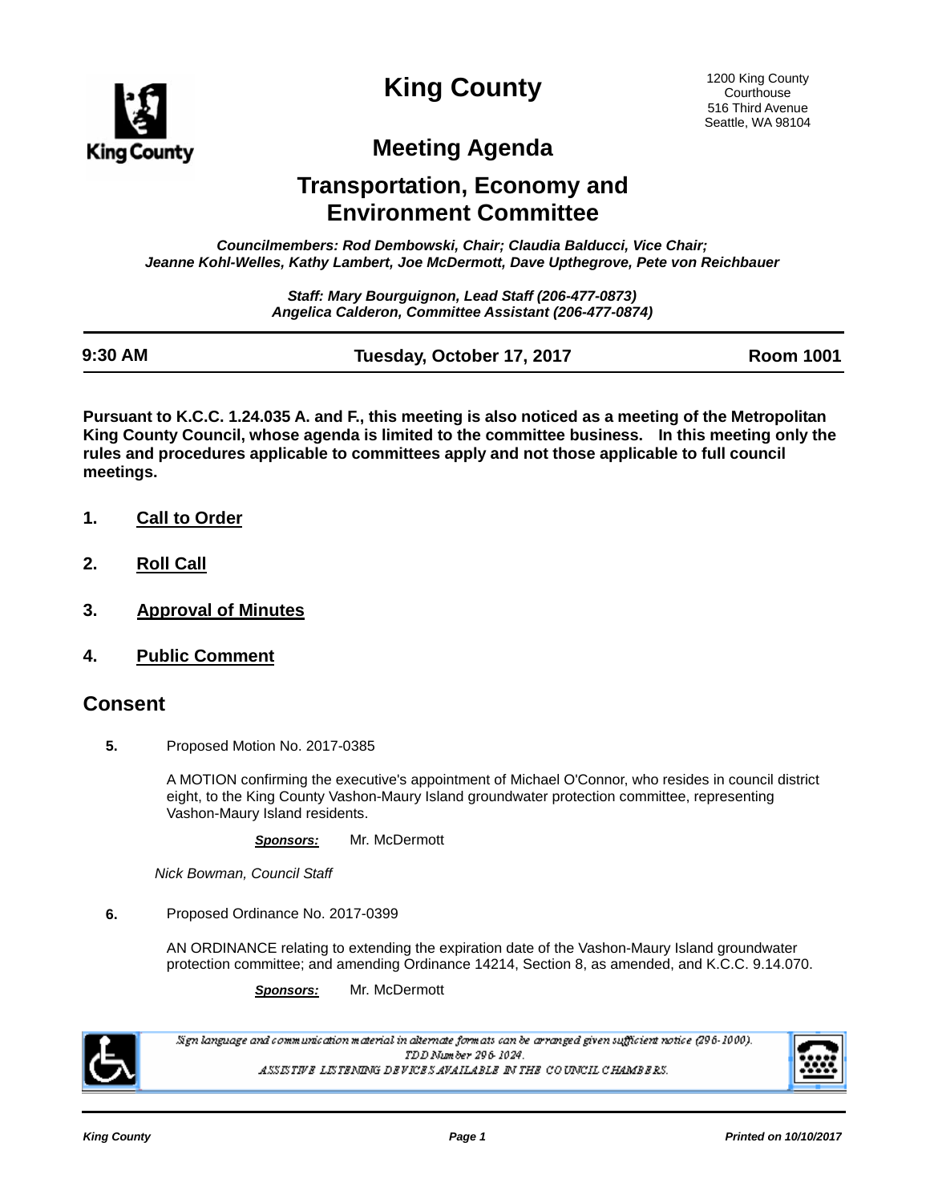# King County

1200 King County Courthouse
516 Third Avenue
Seattle, WA 98104

## Meeting Agenda

## Transportation, Economy and Environment Committee

*Councilmembers: Rod Dembowski, Chair; Claudia Balducci, Vice Chair; Jeanne Kohl-Welles, Kathy Lambert, Joe McDermott, Dave Upthegrove, Pete von Reichbauer*

*Staff: Mary Bourguignon, Lead Staff (206-477-0873)*
*Angelica Calderon, Committee Assistant (206-477-0874)*

| 9:30 AM | Tuesday, October 17, 2017 | Room 1001 |
|---|---|---|

**Pursuant to K.C.C. 1.24.035 A. and F., this meeting is also noticed as a meeting of the Metropolitan King County Council, whose agenda is limited to the committee business. In this meeting only the rules and procedures applicable to committees apply and not those applicable to full council meetings.**

1. **Call to Order**

2. **Roll Call**

3. **Approval of Minutes**

4. **Public Comment**

## Consent

**5.** Proposed Motion No. 2017-0385

A MOTION confirming the executive's appointment of Michael O'Connor, who resides in council district eight, to the King County Vashon-Maury Island groundwater protection committee, representing Vashon-Maury Island residents.

***Sponsors:*** Mr. McDermott

*Nick Bowman, Council Staff*

**6.** Proposed Ordinance No. 2017-0399

AN ORDINANCE relating to extending the expiration date of the Vashon-Maury Island groundwater protection committee; and amending Ordinance 14214, Section 8, as amended, and K.C.C. 9.14.070.

***Sponsors:*** Mr. McDermott

*Sign language and communication material in alternate formats can be arranged given sufficient notice (296-1000).*
*TDD Number 296-1024.*
*ASSISTIVE LISTENING DEVICES AVAILABLE IN THE COUNCIL CHAMBERS.*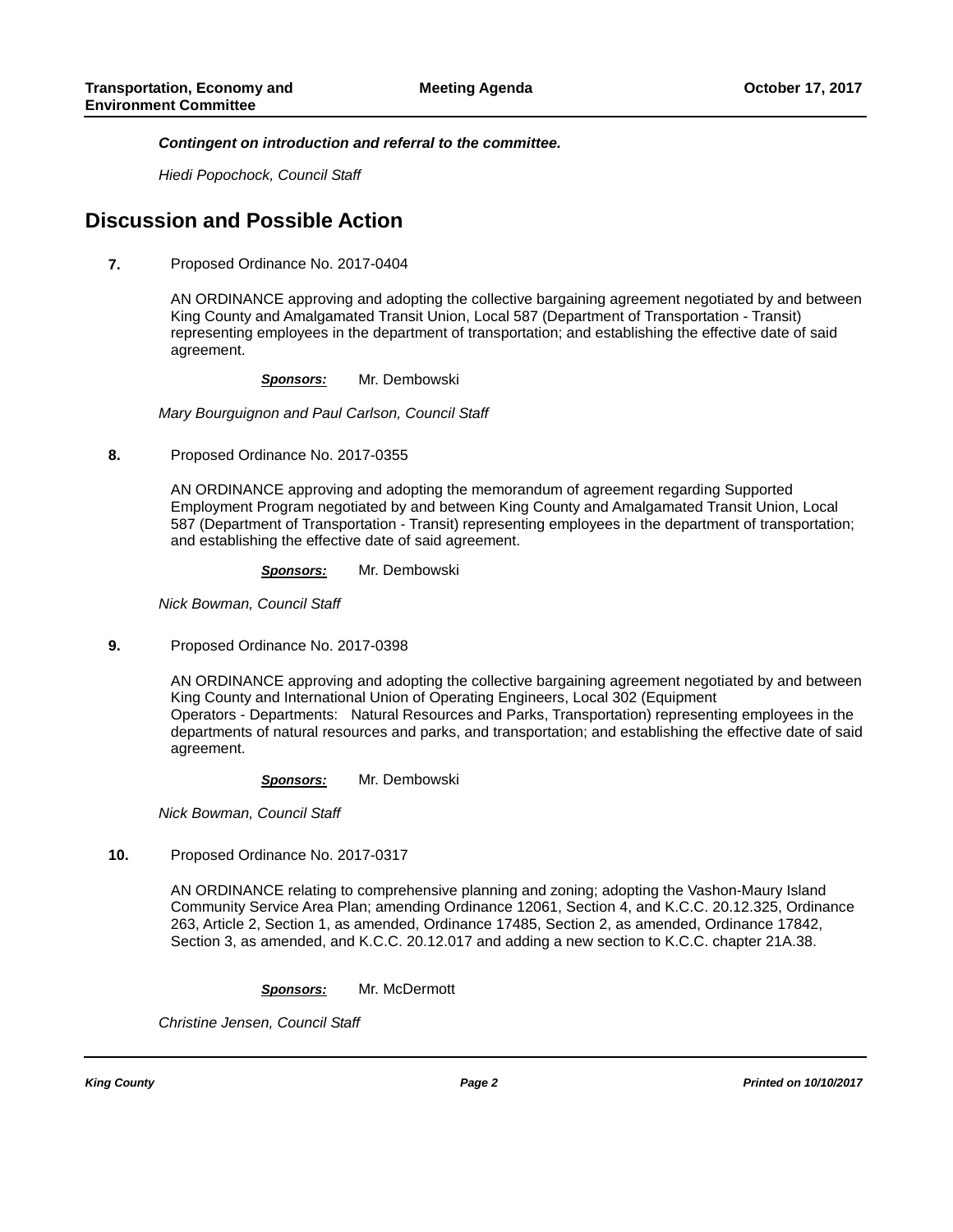***Contingent on introduction and referral to the committee.***

*Hiedi Popochock, Council Staff*

## Discussion and Possible Action

**7.** Proposed Ordinance No. 2017-0404

AN ORDINANCE approving and adopting the collective bargaining agreement negotiated by and between King County and Amalgamated Transit Union, Local 587 (Department of Transportation - Transit) representing employees in the department of transportation; and establishing the effective date of said agreement.

***Sponsors:*** Mr. Dembowski

*Mary Bourguignon and Paul Carlson, Council Staff*

**8.** Proposed Ordinance No. 2017-0355

AN ORDINANCE approving and adopting the memorandum of agreement regarding Supported Employment Program negotiated by and between King County and Amalgamated Transit Union, Local 587 (Department of Transportation - Transit) representing employees in the department of transportation; and establishing the effective date of said agreement.

***Sponsors:*** Mr. Dembowski

*Nick Bowman, Council Staff*

**9.** Proposed Ordinance No. 2017-0398

AN ORDINANCE approving and adopting the collective bargaining agreement negotiated by and between King County and International Union of Operating Engineers, Local 302 (Equipment Operators - Departments: Natural Resources and Parks, Transportation) representing employees in the departments of natural resources and parks, and transportation; and establishing the effective date of said agreement.

***Sponsors:*** Mr. Dembowski

*Nick Bowman, Council Staff*

**10.** Proposed Ordinance No. 2017-0317

AN ORDINANCE relating to comprehensive planning and zoning; adopting the Vashon-Maury Island Community Service Area Plan; amending Ordinance 12061, Section 4, and K.C.C. 20.12.325, Ordinance 263, Article 2, Section 1, as amended, Ordinance 17485, Section 2, as amended, Ordinance 17842, Section 3, as amended, and K.C.C. 20.12.017 and adding a new section to K.C.C. chapter 21A.38.

***Sponsors:*** Mr. McDermott

*Christine Jensen, Council Staff*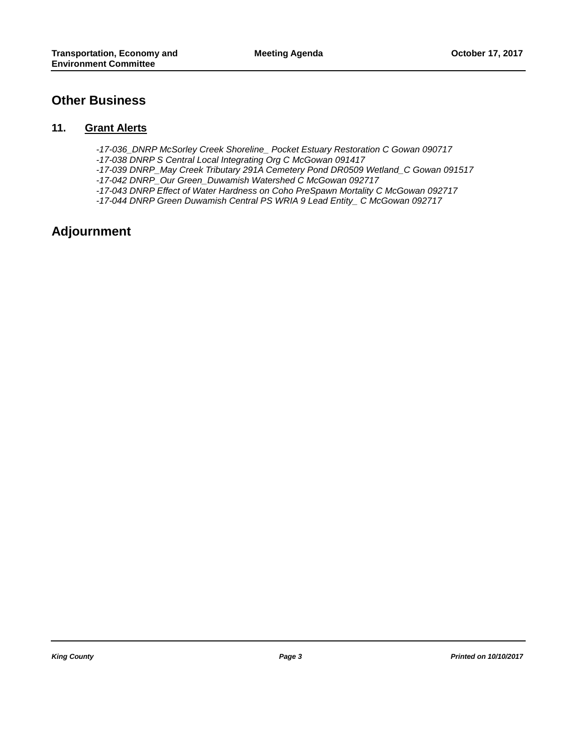## Other Business

### 11. Grant Alerts

*-17-036_DNRP McSorley Creek Shoreline_ Pocket Estuary Restoration C Gowan 090717*
*-17-038 DNRP S Central Local Integrating Org C McGowan 091417*
*-17-039 DNRP_May Creek Tributary 291A Cemetery Pond DR0509 Wetland_C Gowan 091517*
*-17-042 DNRP_Our Green_Duwamish Watershed C McGowan 092717*
*-17-043 DNRP Effect of Water Hardness on Coho PreSpawn Mortality C McGowan 092717*
*-17-044 DNRP Green Duwamish Central PS WRIA 9 Lead Entity_ C McGowan 092717*

## Adjournment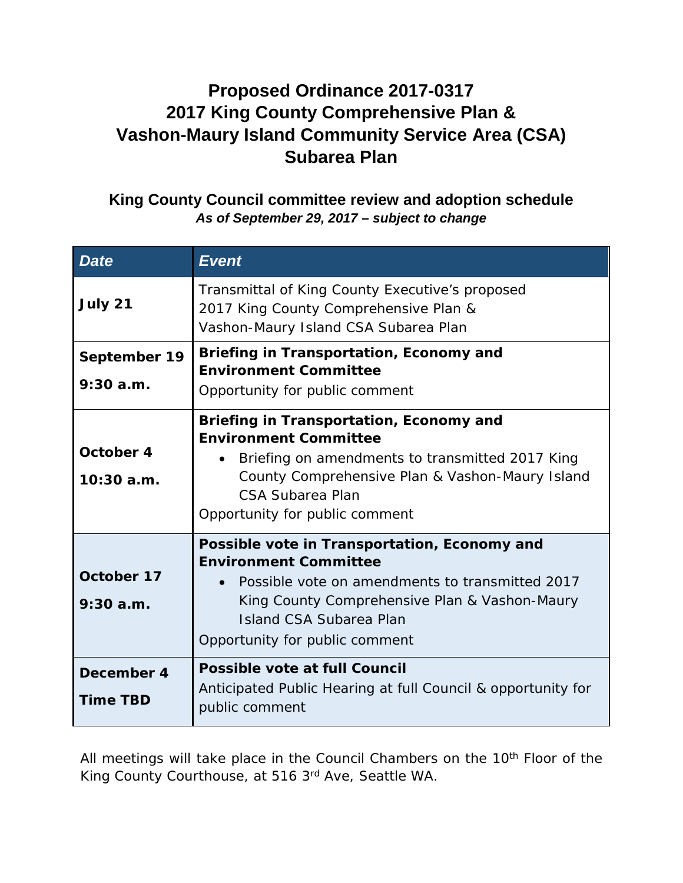# Proposed Ordinance 2017-0317
# 2017 King County Comprehensive Plan & Vashon-Maury Island Community Service Area (CSA) Subarea Plan

### King County Council committee review and adoption schedule

***As of September 29, 2017 – subject to change***

| *Date* | *Event* |
| --- | --- |
| **July 21** | Transmittal of King County Executive's proposed 2017 King County Comprehensive Plan & Vashon-Maury Island CSA Subarea Plan |
| **September 19**<br>**9:30 a.m.** | **Briefing in Transportation, Economy and Environment Committee**<br>Opportunity for public comment |
| **October 4**<br>**10:30 a.m.** | **Briefing in Transportation, Economy and Environment Committee**<br>• Briefing on amendments to transmitted 2017 King County Comprehensive Plan & Vashon-Maury Island CSA Subarea Plan<br>Opportunity for public comment |
| **October 17**<br>**9:30 a.m.** | **Possible vote in Transportation, Economy and Environment Committee**<br>• Possible vote on amendments to transmitted 2017 King County Comprehensive Plan & Vashon-Maury Island CSA Subarea Plan<br>Opportunity for public comment |
| **December 4**<br>**Time TBD** | **Possible vote at full Council**<br>Anticipated Public Hearing at full Council & opportunity for public comment |

All meetings will take place in the Council Chambers on the 10th Floor of the King County Courthouse, at 516 3rd Ave, Seattle WA.